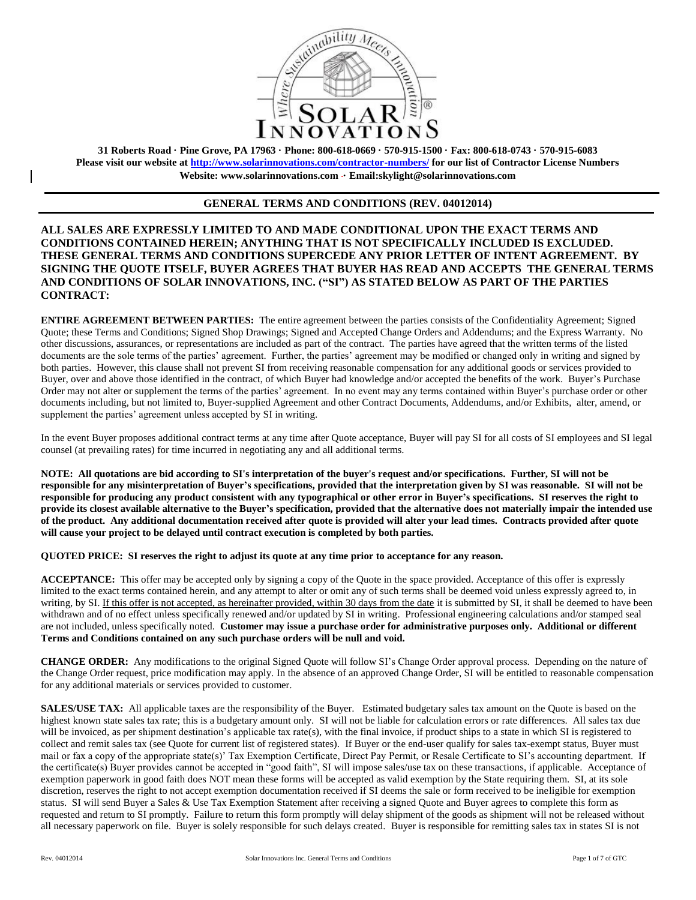**31 Roberts Road · Pine Grove, PA 17963 · Phone: 800-618-0669 · 570-915-1500 · Fax: 800-618-0743 · 570-915-6083**
**Please visit our website at http://www.solarinnovations.com/contractor-numbers/ for our list of Contractor License Numbers**
**Website: www.solarinnovations.com · Email:skylight@solarinnovations.com**

## GENERAL TERMS AND CONDITIONS (REV. 04012014)

**ALL SALES ARE EXPRESSLY LIMITED TO AND MADE CONDITIONAL UPON THE EXACT TERMS AND CONDITIONS CONTAINED HEREIN; ANYTHING THAT IS NOT SPECIFICALLY INCLUDED IS EXCLUDED. THESE GENERAL TERMS AND CONDITIONS SUPERCEDE ANY PRIOR LETTER OF INTENT AGREEMENT. BY SIGNING THE QUOTE ITSELF, BUYER AGREES THAT BUYER HAS READ AND ACCEPTS THE GENERAL TERMS AND CONDITIONS OF SOLAR INNOVATIONS, INC. ("SI") AS STATED BELOW AS PART OF THE PARTIES CONTRACT:**

**ENTIRE AGREEMENT BETWEEN PARTIES:** The entire agreement between the parties consists of the Confidentiality Agreement; Signed Quote; these Terms and Conditions; Signed Shop Drawings; Signed and Accepted Change Orders and Addendums; and the Express Warranty. No other discussions, assurances, or representations are included as part of the contract. The parties have agreed that the written terms of the listed documents are the sole terms of the parties' agreement. Further, the parties' agreement may be modified or changed only in writing and signed by both parties. However, this clause shall not prevent SI from receiving reasonable compensation for any additional goods or services provided to Buyer, over and above those identified in the contract, of which Buyer had knowledge and/or accepted the benefits of the work. Buyer's Purchase Order may not alter or supplement the terms of the parties' agreement. In no event may any terms contained within Buyer's purchase order or other documents including, but not limited to, Buyer-supplied Agreement and other Contract Documents, Addendums, and/or Exhibits, alter, amend, or supplement the parties' agreement unless accepted by SI in writing.

In the event Buyer proposes additional contract terms at any time after Quote acceptance, Buyer will pay SI for all costs of SI employees and SI legal counsel (at prevailing rates) for time incurred in negotiating any and all additional terms.

**NOTE: All quotations are bid according to SI's interpretation of the buyer's request and/or specifications. Further, SI will not be responsible for any misinterpretation of Buyer's specifications, provided that the interpretation given by SI was reasonable. SI will not be responsible for producing any product consistent with any typographical or other error in Buyer's specifications. SI reserves the right to provide its closest available alternative to the Buyer's specification, provided that the alternative does not materially impair the intended use of the product. Any additional documentation received after quote is provided will alter your lead times. Contracts provided after quote will cause your project to be delayed until contract execution is completed by both parties.**

**QUOTED PRICE: SI reserves the right to adjust its quote at any time prior to acceptance for any reason.**

**ACCEPTANCE:** This offer may be accepted only by signing a copy of the Quote in the space provided. Acceptance of this offer is expressly limited to the exact terms contained herein, and any attempt to alter or omit any of such terms shall be deemed void unless expressly agreed to, in writing, by SI. If this offer is not accepted, as hereinafter provided, within 30 days from the date it is submitted by SI, it shall be deemed to have been withdrawn and of no effect unless specifically renewed and/or updated by SI in writing. Professional engineering calculations and/or stamped seal are not included, unless specifically noted. **Customer may issue a purchase order for administrative purposes only. Additional or different Terms and Conditions contained on any such purchase orders will be null and void.**

**CHANGE ORDER:** Any modifications to the original Signed Quote will follow SI's Change Order approval process. Depending on the nature of the Change Order request, price modification may apply. In the absence of an approved Change Order, SI will be entitled to reasonable compensation for any additional materials or services provided to customer.

**SALES/USE TAX:** All applicable taxes are the responsibility of the Buyer. Estimated budgetary sales tax amount on the Quote is based on the highest known state sales tax rate; this is a budgetary amount only. SI will not be liable for calculation errors or rate differences. All sales tax due will be invoiced, as per shipment destination's applicable tax rate(s), with the final invoice, if product ships to a state in which SI is registered to collect and remit sales tax (see Quote for current list of registered states). If Buyer or the end-user qualify for sales tax-exempt status, Buyer must mail or fax a copy of the appropriate state(s)' Tax Exemption Certificate, Direct Pay Permit, or Resale Certificate to SI's accounting department. If the certificate(s) Buyer provides cannot be accepted in "good faith", SI will impose sales/use tax on these transactions, if applicable. Acceptance of exemption paperwork in good faith does NOT mean these forms will be accepted as valid exemption by the State requiring them. SI, at its sole discretion, reserves the right to not accept exemption documentation received if SI deems the sale or form received to be ineligible for exemption status. SI will send Buyer a Sales & Use Tax Exemption Statement after receiving a signed Quote and Buyer agrees to complete this form as requested and return to SI promptly. Failure to return this form promptly will delay shipment of the goods as shipment will not be released without all necessary paperwork on file. Buyer is solely responsible for such delays created. Buyer is responsible for remitting sales tax in states SI is not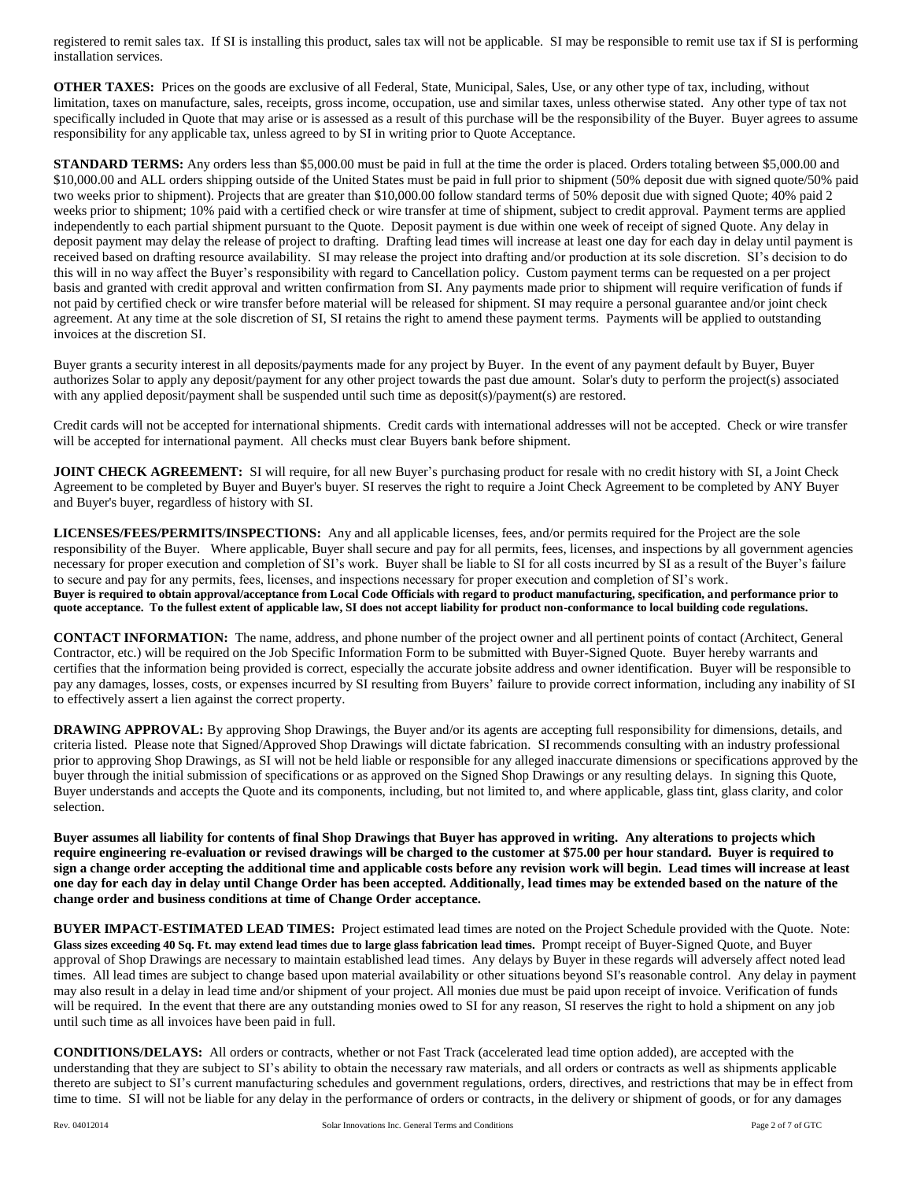registered to remit sales tax. If SI is installing this product, sales tax will not be applicable. SI may be responsible to remit use tax if SI is performing installation services.

**OTHER TAXES:** Prices on the goods are exclusive of all Federal, State, Municipal, Sales, Use, or any other type of tax, including, without limitation, taxes on manufacture, sales, receipts, gross income, occupation, use and similar taxes, unless otherwise stated. Any other type of tax not specifically included in Quote that may arise or is assessed as a result of this purchase will be the responsibility of the Buyer. Buyer agrees to assume responsibility for any applicable tax, unless agreed to by SI in writing prior to Quote Acceptance.

**STANDARD TERMS:** Any orders less than $5,000.00 must be paid in full at the time the order is placed. Orders totaling between $5,000.00 and $10,000.00 and ALL orders shipping outside of the United States must be paid in full prior to shipment (50% deposit due with signed quote/50% paid two weeks prior to shipment). Projects that are greater than $10,000.00 follow standard terms of 50% deposit due with signed Quote; 40% paid 2 weeks prior to shipment; 10% paid with a certified check or wire transfer at time of shipment, subject to credit approval. Payment terms are applied independently to each partial shipment pursuant to the Quote. Deposit payment is due within one week of receipt of signed Quote. Any delay in deposit payment may delay the release of project to drafting. Drafting lead times will increase at least one day for each day in delay until payment is received based on drafting resource availability. SI may release the project into drafting and/or production at its sole discretion. SI's decision to do this will in no way affect the Buyer's responsibility with regard to Cancellation policy. Custom payment terms can be requested on a per project basis and granted with credit approval and written confirmation from SI. Any payments made prior to shipment will require verification of funds if not paid by certified check or wire transfer before material will be released for shipment. SI may require a personal guarantee and/or joint check agreement. At any time at the sole discretion of SI, SI retains the right to amend these payment terms. Payments will be applied to outstanding invoices at the discretion SI.

Buyer grants a security interest in all deposits/payments made for any project by Buyer. In the event of any payment default by Buyer, Buyer authorizes Solar to apply any deposit/payment for any other project towards the past due amount. Solar's duty to perform the project(s) associated with any applied deposit/payment shall be suspended until such time as deposit(s)/payment(s) are restored.

Credit cards will not be accepted for international shipments. Credit cards with international addresses will not be accepted. Check or wire transfer will be accepted for international payment. All checks must clear Buyers bank before shipment.

**JOINT CHECK AGREEMENT:** SI will require, for all new Buyer's purchasing product for resale with no credit history with SI, a Joint Check Agreement to be completed by Buyer and Buyer's buyer. SI reserves the right to require a Joint Check Agreement to be completed by ANY Buyer and Buyer's buyer, regardless of history with SI.

**LICENSES/FEES/PERMITS/INSPECTIONS:** Any and all applicable licenses, fees, and/or permits required for the Project are the sole responsibility of the Buyer. Where applicable, Buyer shall secure and pay for all permits, fees, licenses, and inspections by all government agencies necessary for proper execution and completion of SI's work. Buyer shall be liable to SI for all costs incurred by SI as a result of the Buyer's failure to secure and pay for any permits, fees, licenses, and inspections necessary for proper execution and completion of SI's work.
**Buyer is required to obtain approval/acceptance from Local Code Officials with regard to product manufacturing, specification, and performance prior to quote acceptance. To the fullest extent of applicable law, SI does not accept liability for product non-conformance to local building code regulations.**

**CONTACT INFORMATION:** The name, address, and phone number of the project owner and all pertinent points of contact (Architect, General Contractor, etc.) will be required on the Job Specific Information Form to be submitted with Buyer-Signed Quote. Buyer hereby warrants and certifies that the information being provided is correct, especially the accurate jobsite address and owner identification. Buyer will be responsible to pay any damages, losses, costs, or expenses incurred by SI resulting from Buyers' failure to provide correct information, including any inability of SI to effectively assert a lien against the correct property.

**DRAWING APPROVAL:** By approving Shop Drawings, the Buyer and/or its agents are accepting full responsibility for dimensions, details, and criteria listed. Please note that Signed/Approved Shop Drawings will dictate fabrication. SI recommends consulting with an industry professional prior to approving Shop Drawings, as SI will not be held liable or responsible for any alleged inaccurate dimensions or specifications approved by the buyer through the initial submission of specifications or as approved on the Signed Shop Drawings or any resulting delays. In signing this Quote, Buyer understands and accepts the Quote and its components, including, but not limited to, and where applicable, glass tint, glass clarity, and color selection.

**Buyer assumes all liability for contents of final Shop Drawings that Buyer has approved in writing. Any alterations to projects which require engineering re-evaluation or revised drawings will be charged to the customer at $75.00 per hour standard. Buyer is required to sign a change order accepting the additional time and applicable costs before any revision work will begin. Lead times will increase at least one day for each day in delay until Change Order has been accepted. Additionally, lead times may be extended based on the nature of the change order and business conditions at time of Change Order acceptance.**

**BUYER IMPACT-ESTIMATED LEAD TIMES:** Project estimated lead times are noted on the Project Schedule provided with the Quote. Note: **Glass sizes exceeding 40 Sq. Ft. may extend lead times due to large glass fabrication lead times.** Prompt receipt of Buyer-Signed Quote, and Buyer approval of Shop Drawings are necessary to maintain established lead times. Any delays by Buyer in these regards will adversely affect noted lead times. All lead times are subject to change based upon material availability or other situations beyond SI's reasonable control. Any delay in payment may also result in a delay in lead time and/or shipment of your project. All monies due must be paid upon receipt of invoice. Verification of funds will be required. In the event that there are any outstanding monies owed to SI for any reason, SI reserves the right to hold a shipment on any job until such time as all invoices have been paid in full.

**CONDITIONS/DELAYS:** All orders or contracts, whether or not Fast Track (accelerated lead time option added), are accepted with the understanding that they are subject to SI's ability to obtain the necessary raw materials, and all orders or contracts as well as shipments applicable thereto are subject to SI's current manufacturing schedules and government regulations, orders, directives, and restrictions that may be in effect from time to time. SI will not be liable for any delay in the performance of orders or contracts, in the delivery or shipment of goods, or for any damages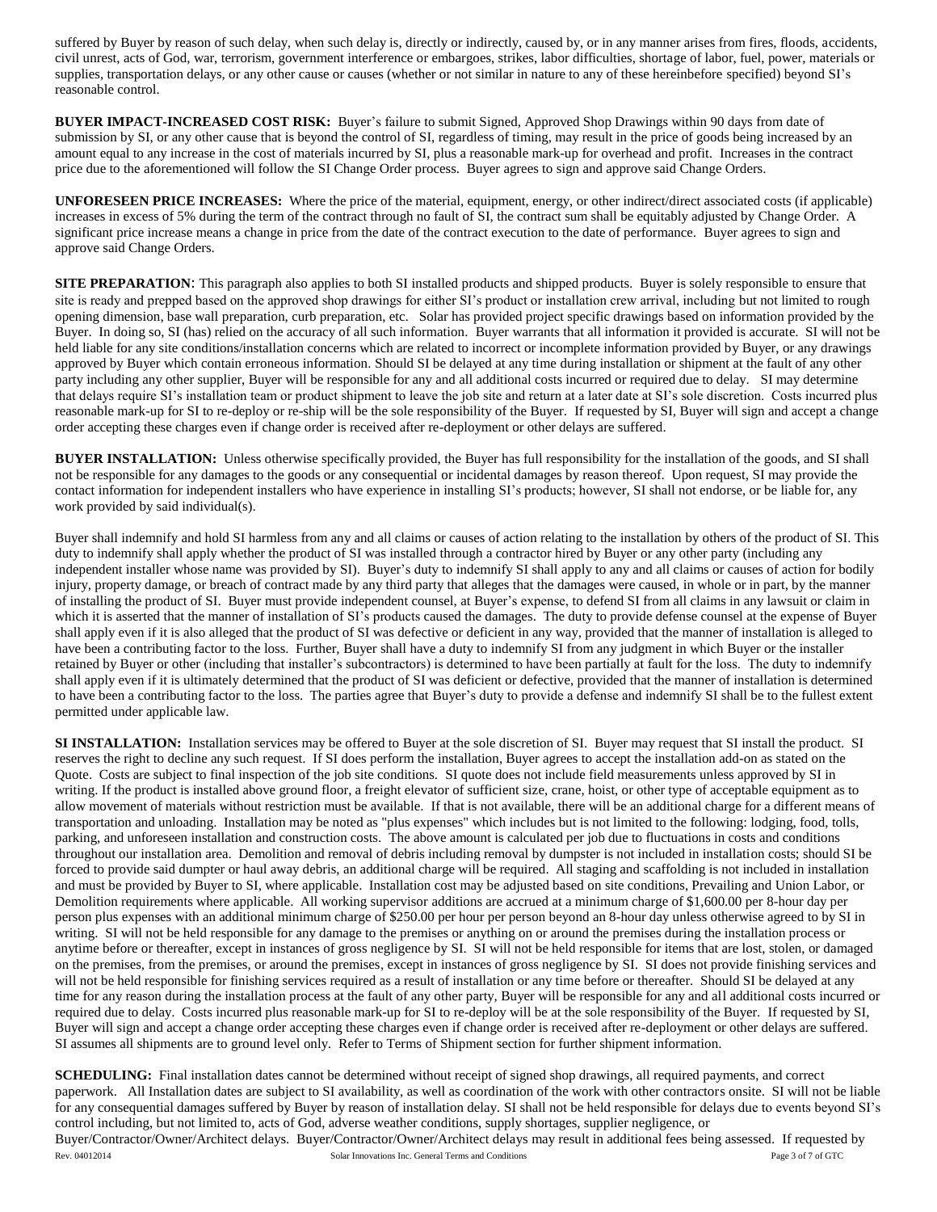suffered by Buyer by reason of such delay, when such delay is, directly or indirectly, caused by, or in any manner arises from fires, floods, accidents, civil unrest, acts of God, war, terrorism, government interference or embargoes, strikes, labor difficulties, shortage of labor, fuel, power, materials or supplies, transportation delays, or any other cause or causes (whether or not similar in nature to any of these hereinbefore specified) beyond SI's reasonable control.

**BUYER IMPACT-INCREASED COST RISK:** Buyer's failure to submit Signed, Approved Shop Drawings within 90 days from date of submission by SI, or any other cause that is beyond the control of SI, regardless of timing, may result in the price of goods being increased by an amount equal to any increase in the cost of materials incurred by SI, plus a reasonable mark-up for overhead and profit. Increases in the contract price due to the aforementioned will follow the SI Change Order process. Buyer agrees to sign and approve said Change Orders.

**UNFORESEEN PRICE INCREASES:** Where the price of the material, equipment, energy, or other indirect/direct associated costs (if applicable) increases in excess of 5% during the term of the contract through no fault of SI, the contract sum shall be equitably adjusted by Change Order. A significant price increase means a change in price from the date of the contract execution to the date of performance. Buyer agrees to sign and approve said Change Orders.

**SITE PREPARATION**: This paragraph also applies to both SI installed products and shipped products. Buyer is solely responsible to ensure that site is ready and prepped based on the approved shop drawings for either SI's product or installation crew arrival, including but not limited to rough opening dimension, base wall preparation, curb preparation, etc. Solar has provided project specific drawings based on information provided by the Buyer. In doing so, SI (has) relied on the accuracy of all such information. Buyer warrants that all information it provided is accurate. SI will not be held liable for any site conditions/installation concerns which are related to incorrect or incomplete information provided by Buyer, or any drawings approved by Buyer which contain erroneous information. Should SI be delayed at any time during installation or shipment at the fault of any other party including any other supplier, Buyer will be responsible for any and all additional costs incurred or required due to delay. SI may determine that delays require SI's installation team or product shipment to leave the job site and return at a later date at SI's sole discretion. Costs incurred plus reasonable mark-up for SI to re-deploy or re-ship will be the sole responsibility of the Buyer. If requested by SI, Buyer will sign and accept a change order accepting these charges even if change order is received after re-deployment or other delays are suffered.

**BUYER INSTALLATION:** Unless otherwise specifically provided, the Buyer has full responsibility for the installation of the goods, and SI shall not be responsible for any damages to the goods or any consequential or incidental damages by reason thereof. Upon request, SI may provide the contact information for independent installers who have experience in installing SI's products; however, SI shall not endorse, or be liable for, any work provided by said individual(s).

Buyer shall indemnify and hold SI harmless from any and all claims or causes of action relating to the installation by others of the product of SI. This duty to indemnify shall apply whether the product of SI was installed through a contractor hired by Buyer or any other party (including any independent installer whose name was provided by SI). Buyer's duty to indemnify SI shall apply to any and all claims or causes of action for bodily injury, property damage, or breach of contract made by any third party that alleges that the damages were caused, in whole or in part, by the manner of installing the product of SI. Buyer must provide independent counsel, at Buyer's expense, to defend SI from all claims in any lawsuit or claim in which it is asserted that the manner of installation of SI's products caused the damages. The duty to provide defense counsel at the expense of Buyer shall apply even if it is also alleged that the product of SI was defective or deficient in any way, provided that the manner of installation is alleged to have been a contributing factor to the loss. Further, Buyer shall have a duty to indemnify SI from any judgment in which Buyer or the installer retained by Buyer or other (including that installer's subcontractors) is determined to have been partially at fault for the loss. The duty to indemnify shall apply even if it is ultimately determined that the product of SI was deficient or defective, provided that the manner of installation is determined to have been a contributing factor to the loss. The parties agree that Buyer's duty to provide a defense and indemnify SI shall be to the fullest extent permitted under applicable law.

**SI INSTALLATION:** Installation services may be offered to Buyer at the sole discretion of SI. Buyer may request that SI install the product. SI reserves the right to decline any such request. If SI does perform the installation, Buyer agrees to accept the installation add-on as stated on the Quote. Costs are subject to final inspection of the job site conditions. SI quote does not include field measurements unless approved by SI in writing. If the product is installed above ground floor, a freight elevator of sufficient size, crane, hoist, or other type of acceptable equipment as to allow movement of materials without restriction must be available. If that is not available, there will be an additional charge for a different means of transportation and unloading. Installation may be noted as "plus expenses" which includes but is not limited to the following: lodging, food, tolls, parking, and unforeseen installation and construction costs. The above amount is calculated per job due to fluctuations in costs and conditions throughout our installation area. Demolition and removal of debris including removal by dumpster is not included in installation costs; should SI be forced to provide said dumpter or haul away debris, an additional charge will be required. All staging and scaffolding is not included in installation and must be provided by Buyer to SI, where applicable. Installation cost may be adjusted based on site conditions, Prevailing and Union Labor, or Demolition requirements where applicable. All working supervisor additions are accrued at a minimum charge of $1,600.00 per 8-hour day per person plus expenses with an additional minimum charge of $250.00 per hour per person beyond an 8-hour day unless otherwise agreed to by SI in writing. SI will not be held responsible for any damage to the premises or anything on or around the premises during the installation process or anytime before or thereafter, except in instances of gross negligence by SI. SI will not be held responsible for items that are lost, stolen, or damaged on the premises, from the premises, or around the premises, except in instances of gross negligence by SI. SI does not provide finishing services and will not be held responsible for finishing services required as a result of installation or any time before or thereafter. Should SI be delayed at any time for any reason during the installation process at the fault of any other party, Buyer will be responsible for any and all additional costs incurred or required due to delay. Costs incurred plus reasonable mark-up for SI to re-deploy will be at the sole responsibility of the Buyer. If requested by SI, Buyer will sign and accept a change order accepting these charges even if change order is received after re-deployment or other delays are suffered. SI assumes all shipments are to ground level only. Refer to Terms of Shipment section for further shipment information.

**SCHEDULING:** Final installation dates cannot be determined without receipt of signed shop drawings, all required payments, and correct paperwork. All Installation dates are subject to SI availability, as well as coordination of the work with other contractors onsite. SI will not be liable for any consequential damages suffered by Buyer by reason of installation delay. SI shall not be held responsible for delays due to events beyond SI's control including, but not limited to, acts of God, adverse weather conditions, supply shortages, supplier negligence, or Buyer/Contractor/Owner/Architect delays. Buyer/Contractor/Owner/Architect delays may result in additional fees being assessed. If requested by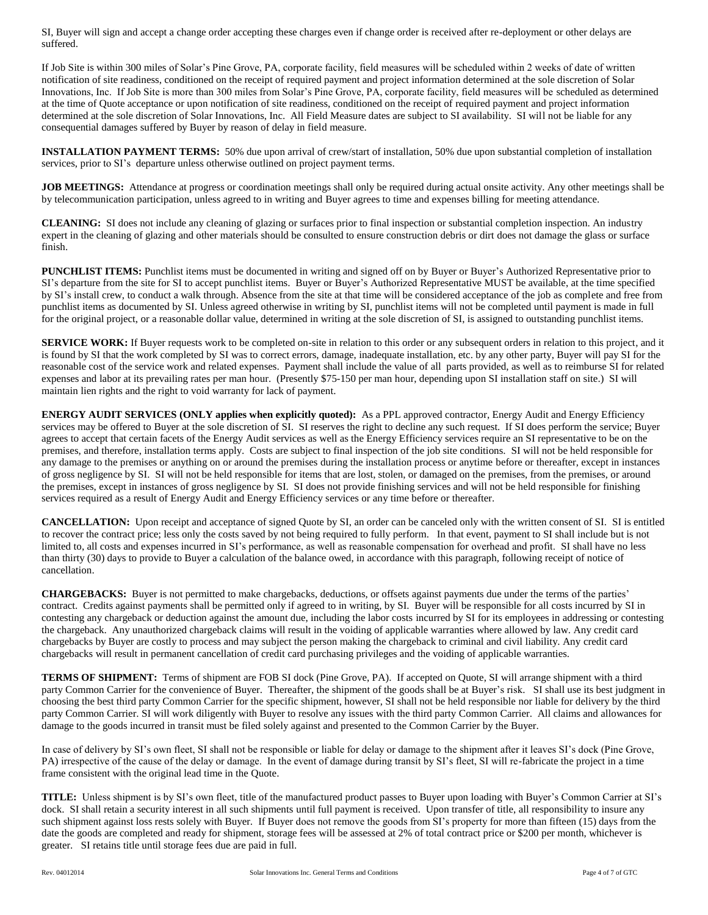SI, Buyer will sign and accept a change order accepting these charges even if change order is received after re-deployment or other delays are suffered.

If Job Site is within 300 miles of Solar's Pine Grove, PA, corporate facility, field measures will be scheduled within 2 weeks of date of written notification of site readiness, conditioned on the receipt of required payment and project information determined at the sole discretion of Solar Innovations, Inc. If Job Site is more than 300 miles from Solar's Pine Grove, PA, corporate facility, field measures will be scheduled as determined at the time of Quote acceptance or upon notification of site readiness, conditioned on the receipt of required payment and project information determined at the sole discretion of Solar Innovations, Inc. All Field Measure dates are subject to SI availability. SI will not be liable for any consequential damages suffered by Buyer by reason of delay in field measure.

**INSTALLATION PAYMENT TERMS:** 50% due upon arrival of crew/start of installation, 50% due upon substantial completion of installation services, prior to SI's departure unless otherwise outlined on project payment terms.

**JOB MEETINGS:** Attendance at progress or coordination meetings shall only be required during actual onsite activity. Any other meetings shall be by telecommunication participation, unless agreed to in writing and Buyer agrees to time and expenses billing for meeting attendance.

**CLEANING:** SI does not include any cleaning of glazing or surfaces prior to final inspection or substantial completion inspection. An industry expert in the cleaning of glazing and other materials should be consulted to ensure construction debris or dirt does not damage the glass or surface finish.

**PUNCHLIST ITEMS:** Punchlist items must be documented in writing and signed off on by Buyer or Buyer's Authorized Representative prior to SI's departure from the site for SI to accept punchlist items. Buyer or Buyer's Authorized Representative MUST be available, at the time specified by SI's install crew, to conduct a walk through. Absence from the site at that time will be considered acceptance of the job as complete and free from punchlist items as documented by SI. Unless agreed otherwise in writing by SI, punchlist items will not be completed until payment is made in full for the original project, or a reasonable dollar value, determined in writing at the sole discretion of SI, is assigned to outstanding punchlist items.

**SERVICE WORK:** If Buyer requests work to be completed on-site in relation to this order or any subsequent orders in relation to this project, and it is found by SI that the work completed by SI was to correct errors, damage, inadequate installation, etc. by any other party, Buyer will pay SI for the reasonable cost of the service work and related expenses. Payment shall include the value of all parts provided, as well as to reimburse SI for related expenses and labor at its prevailing rates per man hour. (Presently $75-150 per man hour, depending upon SI installation staff on site.) SI will maintain lien rights and the right to void warranty for lack of payment.

**ENERGY AUDIT SERVICES (ONLY applies when explicitly quoted):** As a PPL approved contractor, Energy Audit and Energy Efficiency services may be offered to Buyer at the sole discretion of SI. SI reserves the right to decline any such request. If SI does perform the service; Buyer agrees to accept that certain facets of the Energy Audit services as well as the Energy Efficiency services require an SI representative to be on the premises, and therefore, installation terms apply. Costs are subject to final inspection of the job site conditions. SI will not be held responsible for any damage to the premises or anything on or around the premises during the installation process or anytime before or thereafter, except in instances of gross negligence by SI. SI will not be held responsible for items that are lost, stolen, or damaged on the premises, from the premises, or around the premises, except in instances of gross negligence by SI. SI does not provide finishing services and will not be held responsible for finishing services required as a result of Energy Audit and Energy Efficiency services or any time before or thereafter.

**CANCELLATION:** Upon receipt and acceptance of signed Quote by SI, an order can be canceled only with the written consent of SI. SI is entitled to recover the contract price; less only the costs saved by not being required to fully perform. In that event, payment to SI shall include but is not limited to, all costs and expenses incurred in SI's performance, as well as reasonable compensation for overhead and profit. SI shall have no less than thirty (30) days to provide to Buyer a calculation of the balance owed, in accordance with this paragraph, following receipt of notice of cancellation.

**CHARGEBACKS:** Buyer is not permitted to make chargebacks, deductions, or offsets against payments due under the terms of the parties' contract. Credits against payments shall be permitted only if agreed to in writing, by SI. Buyer will be responsible for all costs incurred by SI in contesting any chargeback or deduction against the amount due, including the labor costs incurred by SI for its employees in addressing or contesting the chargeback. Any unauthorized chargeback claims will result in the voiding of applicable warranties where allowed by law. Any credit card chargebacks by Buyer are costly to process and may subject the person making the chargeback to criminal and civil liability. Any credit card chargebacks will result in permanent cancellation of credit card purchasing privileges and the voiding of applicable warranties.

**TERMS OF SHIPMENT:** Terms of shipment are FOB SI dock (Pine Grove, PA). If accepted on Quote, SI will arrange shipment with a third party Common Carrier for the convenience of Buyer. Thereafter, the shipment of the goods shall be at Buyer's risk. SI shall use its best judgment in choosing the best third party Common Carrier for the specific shipment, however, SI shall not be held responsible nor liable for delivery by the third party Common Carrier. SI will work diligently with Buyer to resolve any issues with the third party Common Carrier. All claims and allowances for damage to the goods incurred in transit must be filed solely against and presented to the Common Carrier by the Buyer.

In case of delivery by SI's own fleet, SI shall not be responsible or liable for delay or damage to the shipment after it leaves SI's dock (Pine Grove, PA) irrespective of the cause of the delay or damage. In the event of damage during transit by SI's fleet, SI will re-fabricate the project in a time frame consistent with the original lead time in the Quote.

**TITLE:** Unless shipment is by SI's own fleet, title of the manufactured product passes to Buyer upon loading with Buyer's Common Carrier at SI's dock. SI shall retain a security interest in all such shipments until full payment is received. Upon transfer of title, all responsibility to insure any such shipment against loss rests solely with Buyer. If Buyer does not remove the goods from SI's property for more than fifteen (15) days from the date the goods are completed and ready for shipment, storage fees will be assessed at 2% of total contract price or $200 per month, whichever is greater. SI retains title until storage fees due are paid in full.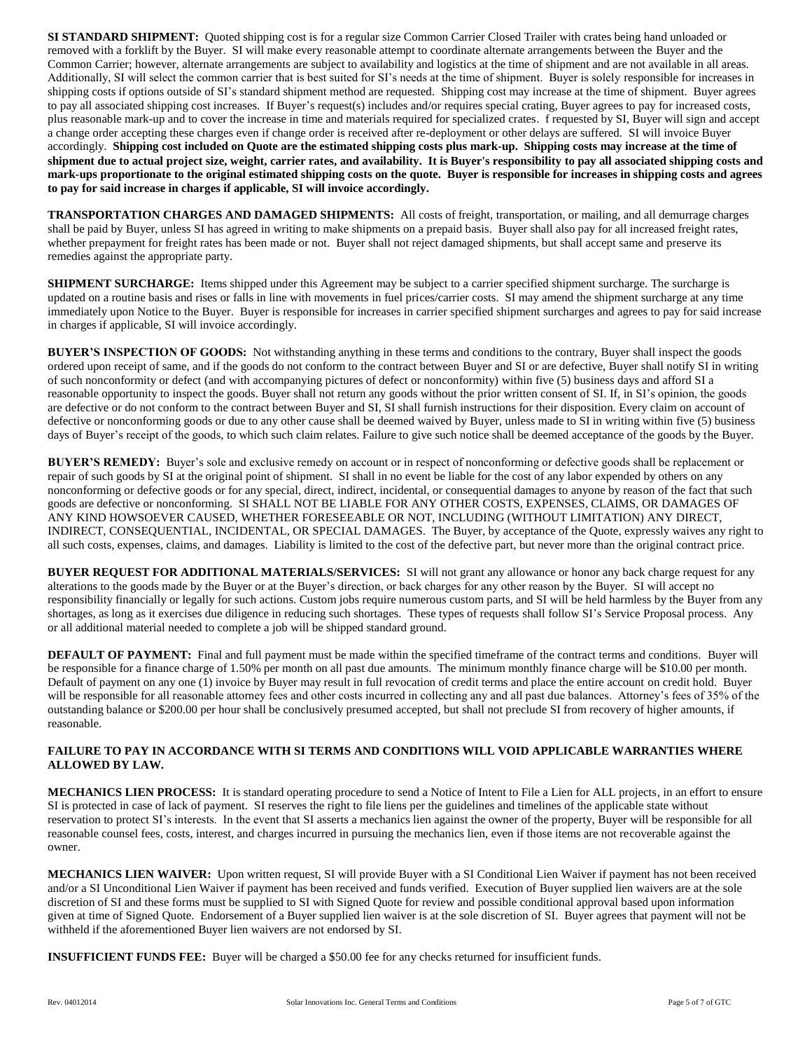**SI STANDARD SHIPMENT:** Quoted shipping cost is for a regular size Common Carrier Closed Trailer with crates being hand unloaded or removed with a forklift by the Buyer. SI will make every reasonable attempt to coordinate alternate arrangements between the Buyer and the Common Carrier; however, alternate arrangements are subject to availability and logistics at the time of shipment and are not available in all areas. Additionally, SI will select the common carrier that is best suited for SI's needs at the time of shipment. Buyer is solely responsible for increases in shipping costs if options outside of SI's standard shipment method are requested. Shipping cost may increase at the time of shipment. Buyer agrees to pay all associated shipping cost increases. If Buyer's request(s) includes and/or requires special crating, Buyer agrees to pay for increased costs, plus reasonable mark-up and to cover the increase in time and materials required for specialized crates. f requested by SI, Buyer will sign and accept a change order accepting these charges even if change order is received after re-deployment or other delays are suffered. SI will invoice Buyer accordingly. **Shipping cost included on Quote are the estimated shipping costs plus mark-up. Shipping costs may increase at the time of shipment due to actual project size, weight, carrier rates, and availability. It is Buyer's responsibility to pay all associated shipping costs and mark-ups proportionate to the original estimated shipping costs on the quote. Buyer is responsible for increases in shipping costs and agrees to pay for said increase in charges if applicable, SI will invoice accordingly.**

**TRANSPORTATION CHARGES AND DAMAGED SHIPMENTS:** All costs of freight, transportation, or mailing, and all demurrage charges shall be paid by Buyer, unless SI has agreed in writing to make shipments on a prepaid basis. Buyer shall also pay for all increased freight rates, whether prepayment for freight rates has been made or not. Buyer shall not reject damaged shipments, but shall accept same and preserve its remedies against the appropriate party.

**SHIPMENT SURCHARGE:** Items shipped under this Agreement may be subject to a carrier specified shipment surcharge. The surcharge is updated on a routine basis and rises or falls in line with movements in fuel prices/carrier costs. SI may amend the shipment surcharge at any time immediately upon Notice to the Buyer. Buyer is responsible for increases in carrier specified shipment surcharges and agrees to pay for said increase in charges if applicable, SI will invoice accordingly.

**BUYER'S INSPECTION OF GOODS:** Not withstanding anything in these terms and conditions to the contrary, Buyer shall inspect the goods ordered upon receipt of same, and if the goods do not conform to the contract between Buyer and SI or are defective, Buyer shall notify SI in writing of such nonconformity or defect (and with accompanying pictures of defect or nonconformity) within five (5) business days and afford SI a reasonable opportunity to inspect the goods. Buyer shall not return any goods without the prior written consent of SI. If, in SI's opinion, the goods are defective or do not conform to the contract between Buyer and SI, SI shall furnish instructions for their disposition. Every claim on account of defective or nonconforming goods or due to any other cause shall be deemed waived by Buyer, unless made to SI in writing within five (5) business days of Buyer's receipt of the goods, to which such claim relates. Failure to give such notice shall be deemed acceptance of the goods by the Buyer.

**BUYER'S REMEDY:** Buyer's sole and exclusive remedy on account or in respect of nonconforming or defective goods shall be replacement or repair of such goods by SI at the original point of shipment. SI shall in no event be liable for the cost of any labor expended by others on any nonconforming or defective goods or for any special, direct, indirect, incidental, or consequential damages to anyone by reason of the fact that such goods are defective or nonconforming. SI SHALL NOT BE LIABLE FOR ANY OTHER COSTS, EXPENSES, CLAIMS, OR DAMAGES OF ANY KIND HOWSOEVER CAUSED, WHETHER FORESEEABLE OR NOT, INCLUDING (WITHOUT LIMITATION) ANY DIRECT, INDIRECT, CONSEQUENTIAL, INCIDENTAL, OR SPECIAL DAMAGES. The Buyer, by acceptance of the Quote, expressly waives any right to all such costs, expenses, claims, and damages. Liability is limited to the cost of the defective part, but never more than the original contract price.

**BUYER REQUEST FOR ADDITIONAL MATERIALS/SERVICES:** SI will not grant any allowance or honor any back charge request for any alterations to the goods made by the Buyer or at the Buyer's direction, or back charges for any other reason by the Buyer. SI will accept no responsibility financially or legally for such actions. Custom jobs require numerous custom parts, and SI will be held harmless by the Buyer from any shortages, as long as it exercises due diligence in reducing such shortages. These types of requests shall follow SI's Service Proposal process. Any or all additional material needed to complete a job will be shipped standard ground.

**DEFAULT OF PAYMENT:** Final and full payment must be made within the specified timeframe of the contract terms and conditions. Buyer will be responsible for a finance charge of 1.50% per month on all past due amounts. The minimum monthly finance charge will be $10.00 per month. Default of payment on any one (1) invoice by Buyer may result in full revocation of credit terms and place the entire account on credit hold. Buyer will be responsible for all reasonable attorney fees and other costs incurred in collecting any and all past due balances. Attorney's fees of 35% of the outstanding balance or $200.00 per hour shall be conclusively presumed accepted, but shall not preclude SI from recovery of higher amounts, if reasonable.

**FAILURE TO PAY IN ACCORDANCE WITH SI TERMS AND CONDITIONS WILL VOID APPLICABLE WARRANTIES WHERE ALLOWED BY LAW.**

**MECHANICS LIEN PROCESS:** It is standard operating procedure to send a Notice of Intent to File a Lien for ALL projects, in an effort to ensure SI is protected in case of lack of payment. SI reserves the right to file liens per the guidelines and timelines of the applicable state without reservation to protect SI's interests. In the event that SI asserts a mechanics lien against the owner of the property, Buyer will be responsible for all reasonable counsel fees, costs, interest, and charges incurred in pursuing the mechanics lien, even if those items are not recoverable against the owner.

**MECHANICS LIEN WAIVER:** Upon written request, SI will provide Buyer with a SI Conditional Lien Waiver if payment has not been received and/or a SI Unconditional Lien Waiver if payment has been received and funds verified. Execution of Buyer supplied lien waivers are at the sole discretion of SI and these forms must be supplied to SI with Signed Quote for review and possible conditional approval based upon information given at time of Signed Quote. Endorsement of a Buyer supplied lien waiver is at the sole discretion of SI. Buyer agrees that payment will not be withheld if the aforementioned Buyer lien waivers are not endorsed by SI.

**INSUFFICIENT FUNDS FEE:** Buyer will be charged a $50.00 fee for any checks returned for insufficient funds.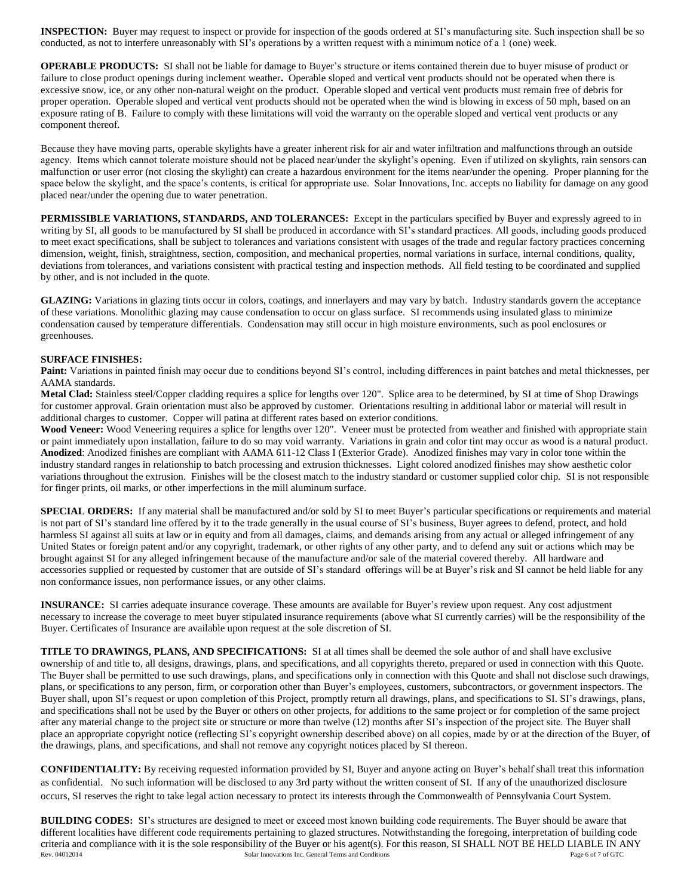**INSPECTION:** Buyer may request to inspect or provide for inspection of the goods ordered at SI's manufacturing site. Such inspection shall be so conducted, as not to interfere unreasonably with SI's operations by a written request with a minimum notice of a 1 (one) week.

**OPERABLE PRODUCTS:** SI shall not be liable for damage to Buyer's structure or items contained therein due to buyer misuse of product or failure to close product openings during inclement weather**.** Operable sloped and vertical vent products should not be operated when there is excessive snow, ice, or any other non-natural weight on the product. Operable sloped and vertical vent products must remain free of debris for proper operation. Operable sloped and vertical vent products should not be operated when the wind is blowing in excess of 50 mph, based on an exposure rating of B. Failure to comply with these limitations will void the warranty on the operable sloped and vertical vent products or any component thereof.

Because they have moving parts, operable skylights have a greater inherent risk for air and water infiltration and malfunctions through an outside agency. Items which cannot tolerate moisture should not be placed near/under the skylight's opening. Even if utilized on skylights, rain sensors can malfunction or user error (not closing the skylight) can create a hazardous environment for the items near/under the opening. Proper planning for the space below the skylight, and the space's contents, is critical for appropriate use. Solar Innovations, Inc. accepts no liability for damage on any good placed near/under the opening due to water penetration.

**PERMISSIBLE VARIATIONS, STANDARDS, AND TOLERANCES:** Except in the particulars specified by Buyer and expressly agreed to in writing by SI, all goods to be manufactured by SI shall be produced in accordance with SI's standard practices. All goods, including goods produced to meet exact specifications, shall be subject to tolerances and variations consistent with usages of the trade and regular factory practices concerning dimension, weight, finish, straightness, section, composition, and mechanical properties, normal variations in surface, internal conditions, quality, deviations from tolerances, and variations consistent with practical testing and inspection methods. All field testing to be coordinated and supplied by other, and is not included in the quote.

**GLAZING:** Variations in glazing tints occur in colors, coatings, and innerlayers and may vary by batch. Industry standards govern the acceptance of these variations. Monolithic glazing may cause condensation to occur on glass surface. SI recommends using insulated glass to minimize condensation caused by temperature differentials. Condensation may still occur in high moisture environments, such as pool enclosures or greenhouses.

**SURFACE FINISHES:**

**Paint:** Variations in painted finish may occur due to conditions beyond SI's control, including differences in paint batches and metal thicknesses, per AAMA standards.

**Metal Clad:** Stainless steel/Copper cladding requires a splice for lengths over 120". Splice area to be determined, by SI at time of Shop Drawings for customer approval. Grain orientation must also be approved by customer. Orientations resulting in additional labor or material will result in additional charges to customer. Copper will patina at different rates based on exterior conditions.

**Wood Veneer:** Wood Veneering requires a splice for lengths over 120". Veneer must be protected from weather and finished with appropriate stain or paint immediately upon installation, failure to do so may void warranty. Variations in grain and color tint may occur as wood is a natural product.

**Anodized**: Anodized finishes are compliant with AAMA 611-12 Class I (Exterior Grade). Anodized finishes may vary in color tone within the industry standard ranges in relationship to batch processing and extrusion thicknesses. Light colored anodized finishes may show aesthetic color variations throughout the extrusion. Finishes will be the closest match to the industry standard or customer supplied color chip. SI is not responsible for finger prints, oil marks, or other imperfections in the mill aluminum surface.

**SPECIAL ORDERS:** If any material shall be manufactured and/or sold by SI to meet Buyer's particular specifications or requirements and material is not part of SI's standard line offered by it to the trade generally in the usual course of SI's business, Buyer agrees to defend, protect, and hold harmless SI against all suits at law or in equity and from all damages, claims, and demands arising from any actual or alleged infringement of any United States or foreign patent and/or any copyright, trademark, or other rights of any other party, and to defend any suit or actions which may be brought against SI for any alleged infringement because of the manufacture and/or sale of the material covered thereby. All hardware and accessories supplied or requested by customer that are outside of SI's standard offerings will be at Buyer's risk and SI cannot be held liable for any non conformance issues, non performance issues, or any other claims.

**INSURANCE:** SI carries adequate insurance coverage. These amounts are available for Buyer's review upon request. Any cost adjustment necessary to increase the coverage to meet buyer stipulated insurance requirements (above what SI currently carries) will be the responsibility of the Buyer. Certificates of Insurance are available upon request at the sole discretion of SI.

**TITLE TO DRAWINGS, PLANS, AND SPECIFICATIONS:** SI at all times shall be deemed the sole author of and shall have exclusive ownership of and title to, all designs, drawings, plans, and specifications, and all copyrights thereto, prepared or used in connection with this Quote. The Buyer shall be permitted to use such drawings, plans, and specifications only in connection with this Quote and shall not disclose such drawings, plans, or specifications to any person, firm, or corporation other than Buyer's employees, customers, subcontractors, or government inspectors. The Buyer shall, upon SI's request or upon completion of this Project, promptly return all drawings, plans, and specifications to SI. SI's drawings, plans, and specifications shall not be used by the Buyer or others on other projects, for additions to the same project or for completion of the same project after any material change to the project site or structure or more than twelve (12) months after SI's inspection of the project site. The Buyer shall place an appropriate copyright notice (reflecting SI's copyright ownership described above) on all copies, made by or at the direction of the Buyer, of the drawings, plans, and specifications, and shall not remove any copyright notices placed by SI thereon.

**CONFIDENTIALITY:** By receiving requested information provided by SI, Buyer and anyone acting on Buyer's behalf shall treat this information as confidential. No such information will be disclosed to any 3rd party without the written consent of SI. If any of the unauthorized disclosure occurs, SI reserves the right to take legal action necessary to protect its interests through the Commonwealth of Pennsylvania Court System.

**BUILDING CODES:** SI's structures are designed to meet or exceed most known building code requirements. The Buyer should be aware that different localities have different code requirements pertaining to glazed structures. Notwithstanding the foregoing, interpretation of building code criteria and compliance with it is the sole responsibility of the Buyer or his agent(s). For this reason, SI SHALL NOT BE HELD LIABLE IN ANY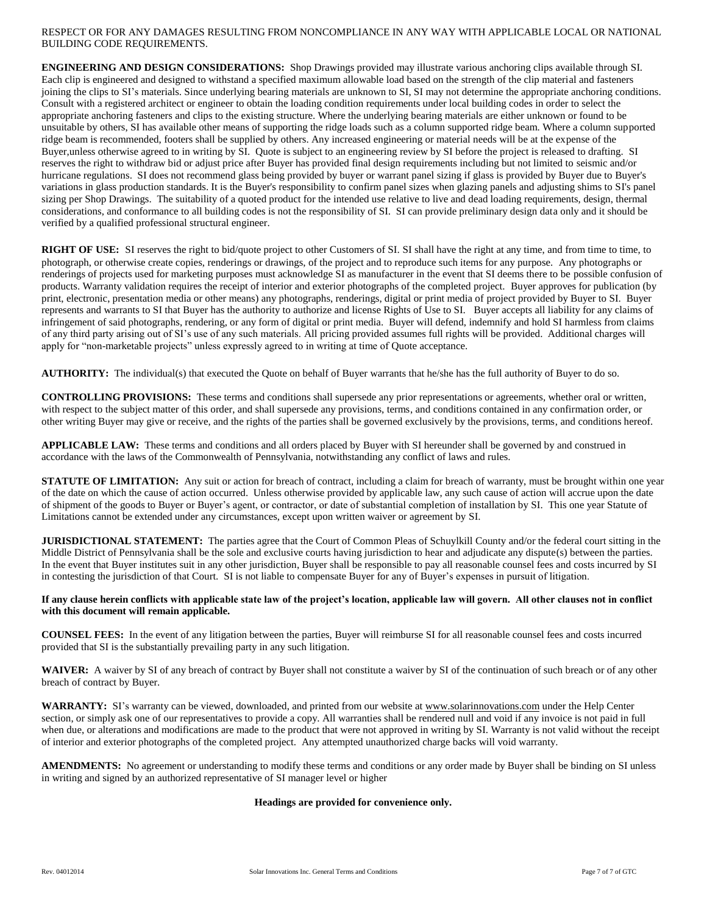RESPECT OR FOR ANY DAMAGES RESULTING FROM NONCOMPLIANCE IN ANY WAY WITH APPLICABLE LOCAL OR NATIONAL BUILDING CODE REQUIREMENTS.

**ENGINEERING AND DESIGN CONSIDERATIONS:** Shop Drawings provided may illustrate various anchoring clips available through SI. Each clip is engineered and designed to withstand a specified maximum allowable load based on the strength of the clip material and fasteners joining the clips to SI's materials. Since underlying bearing materials are unknown to SI, SI may not determine the appropriate anchoring conditions. Consult with a registered architect or engineer to obtain the loading condition requirements under local building codes in order to select the appropriate anchoring fasteners and clips to the existing structure. Where the underlying bearing materials are either unknown or found to be unsuitable by others, SI has available other means of supporting the ridge loads such as a column supported ridge beam. Where a column supported ridge beam is recommended, footers shall be supplied by others. Any increased engineering or material needs will be at the expense of the Buyer,unless otherwise agreed to in writing by SI. Quote is subject to an engineering review by SI before the project is released to drafting. SI reserves the right to withdraw bid or adjust price after Buyer has provided final design requirements including but not limited to seismic and/or hurricane regulations. SI does not recommend glass being provided by buyer or warrant panel sizing if glass is provided by Buyer due to Buyer's variations in glass production standards. It is the Buyer's responsibility to confirm panel sizes when glazing panels and adjusting shims to SI's panel sizing per Shop Drawings. The suitability of a quoted product for the intended use relative to live and dead loading requirements, design, thermal considerations, and conformance to all building codes is not the responsibility of SI. SI can provide preliminary design data only and it should be verified by a qualified professional structural engineer.

**RIGHT OF USE:** SI reserves the right to bid/quote project to other Customers of SI. SI shall have the right at any time, and from time to time, to photograph, or otherwise create copies, renderings or drawings, of the project and to reproduce such items for any purpose. Any photographs or renderings of projects used for marketing purposes must acknowledge SI as manufacturer in the event that SI deems there to be possible confusion of products. Warranty validation requires the receipt of interior and exterior photographs of the completed project. Buyer approves for publication (by print, electronic, presentation media or other means) any photographs, renderings, digital or print media of project provided by Buyer to SI. Buyer represents and warrants to SI that Buyer has the authority to authorize and license Rights of Use to SI. Buyer accepts all liability for any claims of infringement of said photographs, rendering, or any form of digital or print media. Buyer will defend, indemnify and hold SI harmless from claims of any third party arising out of SI's use of any such materials. All pricing provided assumes full rights will be provided. Additional charges will apply for "non-marketable projects" unless expressly agreed to in writing at time of Quote acceptance.

**AUTHORITY:** The individual(s) that executed the Quote on behalf of Buyer warrants that he/she has the full authority of Buyer to do so.

**CONTROLLING PROVISIONS:** These terms and conditions shall supersede any prior representations or agreements, whether oral or written, with respect to the subject matter of this order, and shall supersede any provisions, terms, and conditions contained in any confirmation order, or other writing Buyer may give or receive, and the rights of the parties shall be governed exclusively by the provisions, terms, and conditions hereof.

**APPLICABLE LAW:** These terms and conditions and all orders placed by Buyer with SI hereunder shall be governed by and construed in accordance with the laws of the Commonwealth of Pennsylvania, notwithstanding any conflict of laws and rules.

**STATUTE OF LIMITATION:** Any suit or action for breach of contract, including a claim for breach of warranty, must be brought within one year of the date on which the cause of action occurred. Unless otherwise provided by applicable law, any such cause of action will accrue upon the date of shipment of the goods to Buyer or Buyer's agent, or contractor, or date of substantial completion of installation by SI. This one year Statute of Limitations cannot be extended under any circumstances, except upon written waiver or agreement by SI.

**JURISDICTIONAL STATEMENT:** The parties agree that the Court of Common Pleas of Schuylkill County and/or the federal court sitting in the Middle District of Pennsylvania shall be the sole and exclusive courts having jurisdiction to hear and adjudicate any dispute(s) between the parties. In the event that Buyer institutes suit in any other jurisdiction, Buyer shall be responsible to pay all reasonable counsel fees and costs incurred by SI in contesting the jurisdiction of that Court. SI is not liable to compensate Buyer for any of Buyer's expenses in pursuit of litigation.

**If any clause herein conflicts with applicable state law of the project's location, applicable law will govern. All other clauses not in conflict with this document will remain applicable.**

**COUNSEL FEES:** In the event of any litigation between the parties, Buyer will reimburse SI for all reasonable counsel fees and costs incurred provided that SI is the substantially prevailing party in any such litigation.

**WAIVER:** A waiver by SI of any breach of contract by Buyer shall not constitute a waiver by SI of the continuation of such breach or of any other breach of contract by Buyer.

**WARRANTY:** SI's warranty can be viewed, downloaded, and printed from our website at www.solarinnovations.com under the Help Center section, or simply ask one of our representatives to provide a copy. All warranties shall be rendered null and void if any invoice is not paid in full when due, or alterations and modifications are made to the product that were not approved in writing by SI. Warranty is not valid without the receipt of interior and exterior photographs of the completed project. Any attempted unauthorized charge backs will void warranty.

**AMENDMENTS:** No agreement or understanding to modify these terms and conditions or any order made by Buyer shall be binding on SI unless in writing and signed by an authorized representative of SI manager level or higher

**Headings are provided for convenience only.**